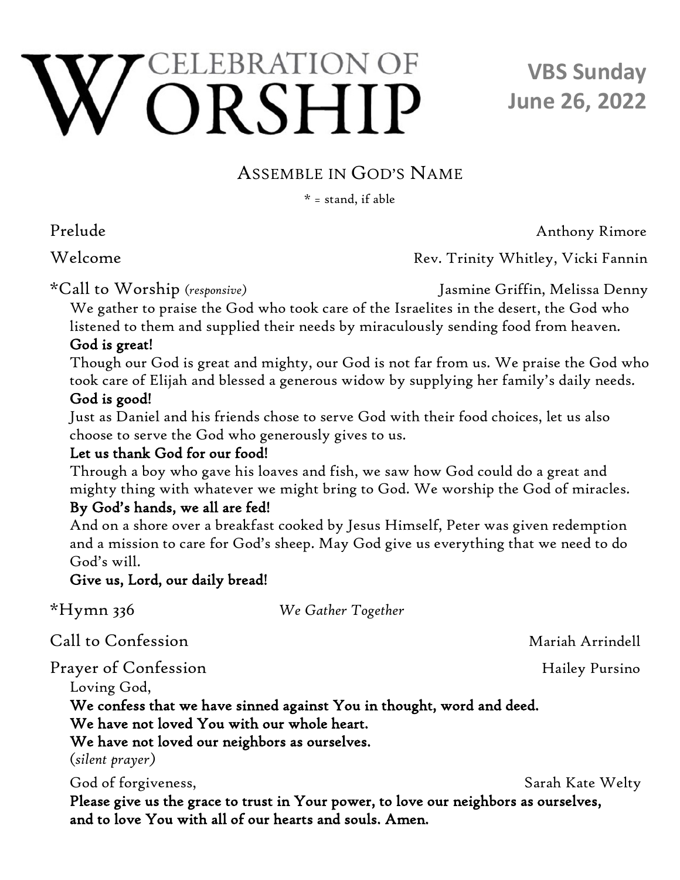# CELEBRATION OF WORSHIP

**VBS Sunday**
**June 26, 2022**

## Assemble in God's Name

\* = stand, if able

Prelude — Anthony Rimore

Welcome — Rev. Trinity Whitley, Vicki Fannin

\*Call to Worship (*responsive*) — Jasmine Griffin, Melissa Denny

We gather to praise the God who took care of the Israelites in the desert, the God who listened to them and supplied their needs by miraculously sending food from heaven.
**God is great!**
Though our God is great and mighty, our God is not far from us. We praise the God who took care of Elijah and blessed a generous widow by supplying her family's daily needs.
**God is good!**
Just as Daniel and his friends chose to serve God with their food choices, let us also choose to serve the God who generously gives to us.
**Let us thank God for our food!**
Through a boy who gave his loaves and fish, we saw how God could do a great and mighty thing with whatever we might bring to God. We worship the God of miracles.
**By God's hands, we all are fed!**
And on a shore over a breakfast cooked by Jesus Himself, Peter was given redemption and a mission to care for God's sheep. May God give us everything that we need to do God's will.
**Give us, Lord, our daily bread!**

\*Hymn 336 — *We Gather Together*

Call to Confession — Mariah Arrindell

Prayer of Confession — Hailey Pursino

Loving God,
**We confess that we have sinned against You in thought, word and deed.**
**We have not loved You with our whole heart.**
**We have not loved our neighbors as ourselves.**
(*silent prayer*)

God of forgiveness, — Sarah Kate Welty
**Please give us the grace to trust in Your power, to love our neighbors as ourselves, and to love You with all of our hearts and souls. Amen.**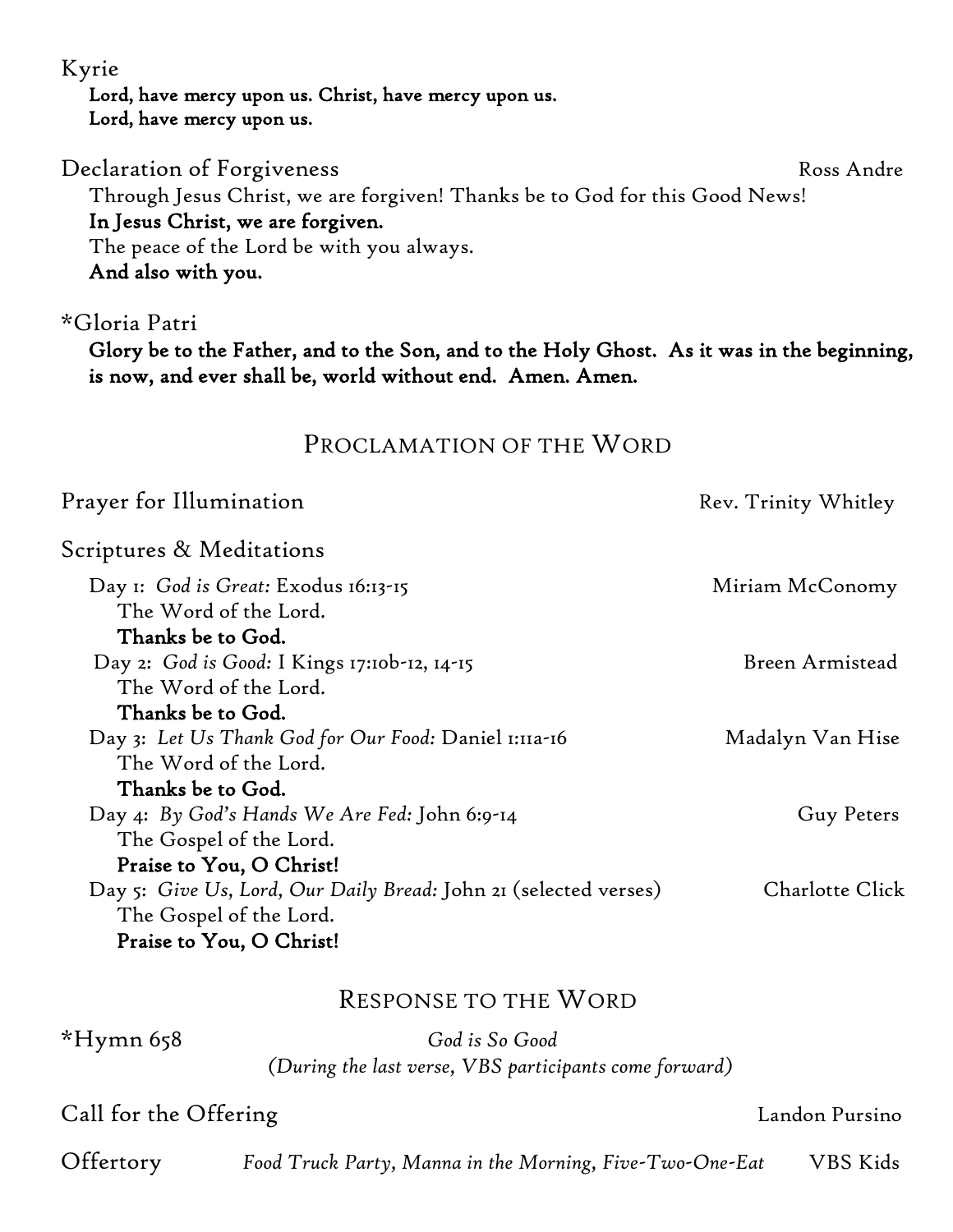Kyrie

**Lord, have mercy upon us. Christ, have mercy upon us.**
**Lord, have mercy upon us.**

Declaration of Forgiveness — Ross Andre

Through Jesus Christ, we are forgiven! Thanks be to God for this Good News!
**In Jesus Christ, we are forgiven.**
The peace of the Lord be with you always.
**And also with you.**

*Gloria Patri

**Glory be to the Father, and to the Son, and to the Holy Ghost. As it was in the beginning, is now, and ever shall be, world without end. Amen. Amen.**

## Proclamation of the Word

Prayer for Illumination — Rev. Trinity Whitley

Scriptures & Meditations

Day 1: *God is Great:* Exodus 16:13-15 — Miriam McConomy
The Word of the Lord.
**Thanks be to God.**

Day 2: *God is Good:* I Kings 17:10b-12, 14-15 — Breen Armistead
The Word of the Lord.
**Thanks be to God.**

Day 3: *Let Us Thank God for Our Food:* Daniel 1:11a-16 — Madalyn Van Hise
The Word of the Lord.
**Thanks be to God.**

Day 4: *By God's Hands We Are Fed:* John 6:9-14 — Guy Peters
The Gospel of the Lord.
**Praise to You, O Christ!**

Day 5: *Give Us, Lord, Our Daily Bread:* John 21 (selected verses) — Charlotte Click
The Gospel of the Lord.
**Praise to You, O Christ!**

## Response to the Word

*Hymn 658 — *God is So Good*
*(During the last verse, VBS participants come forward)*

Call for the Offering — Landon Pursino

Offertory — *Food Truck Party, Manna in the Morning, Five-Two-One-Eat* — VBS Kids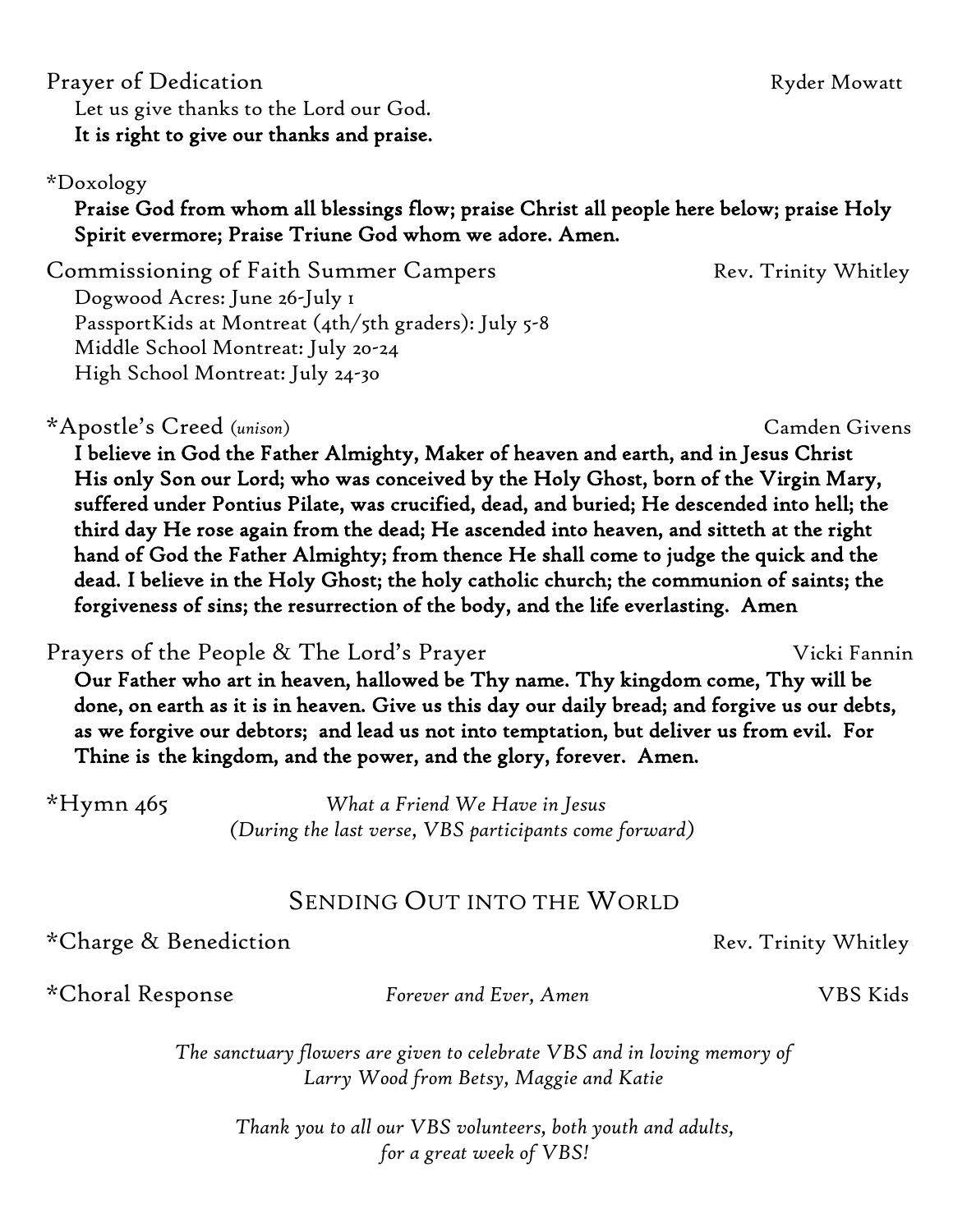Prayer of Dedication — Ryder Mowatt

Let us give thanks to the Lord our God.
**It is right to give our thanks and praise.**

*Doxology

**Praise God from whom all blessings flow; praise Christ all people here below; praise Holy Spirit evermore; Praise Triune God whom we adore. Amen.**

Commissioning of Faith Summer Campers — Rev. Trinity Whitley

Dogwood Acres: June 26-July 1
PassportKids at Montreat (4th/5th graders): July 5-8
Middle School Montreat: July 20-24
High School Montreat: July 24-30

*Apostle's Creed *(unison)* — Camden Givens

**I believe in God the Father Almighty, Maker of heaven and earth, and in Jesus Christ His only Son our Lord; who was conceived by the Holy Ghost, born of the Virgin Mary, suffered under Pontius Pilate, was crucified, dead, and buried; He descended into hell; the third day He rose again from the dead; He ascended into heaven, and sitteth at the right hand of God the Father Almighty; from thence He shall come to judge the quick and the dead. I believe in the Holy Ghost; the holy catholic church; the communion of saints; the forgiveness of sins; the resurrection of the body, and the life everlasting. Amen**

Prayers of the People & The Lord's Prayer — Vicki Fannin

**Our Father who art in heaven, hallowed be Thy name. Thy kingdom come, Thy will be done, on earth as it is in heaven. Give us this day our daily bread; and forgive us our debts, as we forgive our debtors; and lead us not into temptation, but deliver us from evil. For Thine is the kingdom, and the power, and the glory, forever. Amen.**

*Hymn 465 — *What a Friend We Have in Jesus*
*(During the last verse, VBS participants come forward)*

## Sending Out into the World

*Charge & Benediction — Rev. Trinity Whitley

*Choral Response — *Forever and Ever, Amen* — VBS Kids

*The sanctuary flowers are given to celebrate VBS and in loving memory of Larry Wood from Betsy, Maggie and Katie*

*Thank you to all our VBS volunteers, both youth and adults, for a great week of VBS!*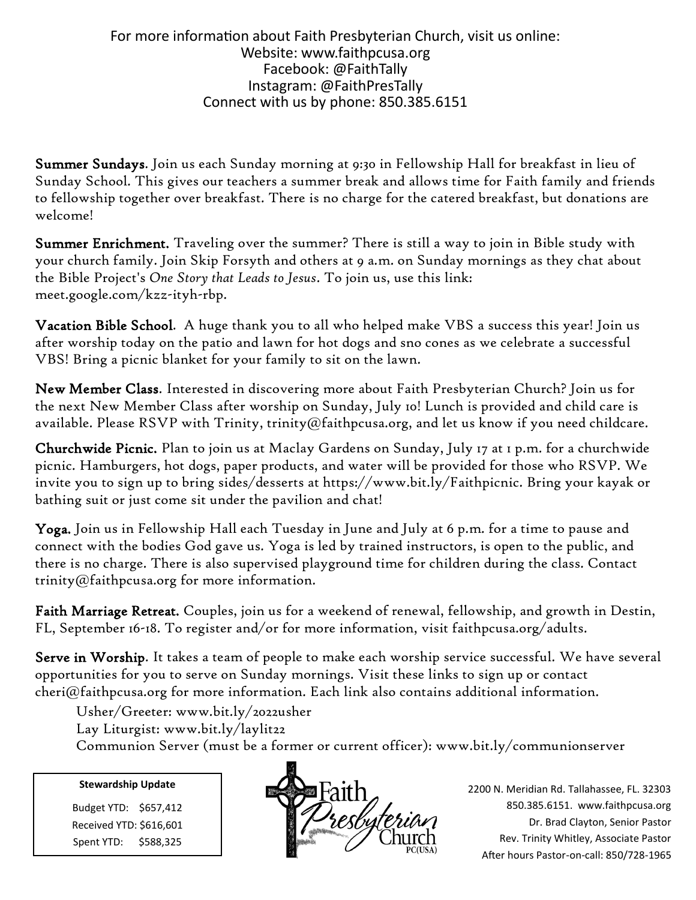For more information about Faith Presbyterian Church, visit us online:
Website: www.faithpcusa.org
Facebook: @FaithTally
Instagram: @FaithPresTally
Connect with us by phone: 850.385.6151

**Summer Sundays**. Join us each Sunday morning at 9:30 in Fellowship Hall for breakfast in lieu of Sunday School. This gives our teachers a summer break and allows time for Faith family and friends to fellowship together over breakfast. There is no charge for the catered breakfast, but donations are welcome!

**Summer Enrichment.** Traveling over the summer? There is still a way to join in Bible study with your church family. Join Skip Forsyth and others at 9 a.m. on Sunday mornings as they chat about the Bible Project's *One Story that Leads to Jesus*. To join us, use this link: meet.google.com/kzz-ityh-rbp.

**Vacation Bible School**. A huge thank you to all who helped make VBS a success this year! Join us after worship today on the patio and lawn for hot dogs and sno cones as we celebrate a successful VBS! Bring a picnic blanket for your family to sit on the lawn.

**New Member Class**. Interested in discovering more about Faith Presbyterian Church? Join us for the next New Member Class after worship on Sunday, July 10! Lunch is provided and child care is available. Please RSVP with Trinity, trinity@faithpcusa.org, and let us know if you need childcare.

**Churchwide Picnic.** Plan to join us at Maclay Gardens on Sunday, July 17 at 1 p.m. for a churchwide picnic. Hamburgers, hot dogs, paper products, and water will be provided for those who RSVP. We invite you to sign up to bring sides/desserts at https://www.bit.ly/Faithpicnic. Bring your kayak or bathing suit or just come sit under the pavilion and chat!

**Yoga.** Join us in Fellowship Hall each Tuesday in June and July at 6 p.m. for a time to pause and connect with the bodies God gave us. Yoga is led by trained instructors, is open to the public, and there is no charge. There is also supervised playground time for children during the class. Contact trinity@faithpcusa.org for more information.

**Faith Marriage Retreat.** Couples, join us for a weekend of renewal, fellowship, and growth in Destin, FL, September 16-18. To register and/or for more information, visit faithpcusa.org/adults.

**Serve in Worship**. It takes a team of people to make each worship service successful. We have several opportunities for you to serve on Sunday mornings. Visit these links to sign up or contact cheri@faithpcusa.org for more information. Each link also contains additional information.

Usher/Greeter: www.bit.ly/2022usher
Lay Liturgist: www.bit.ly/laylit22
Communion Server (must be a former or current officer): www.bit.ly/communionserver

**Stewardship Update**

Budget YTD: $657,412
Received YTD: $616,601
Spent YTD: $588,325

Faith Presbyterian Church PC(USA)

2200 N. Meridian Rd. Tallahassee, FL. 32303
850.385.6151. www.faithpcusa.org
Dr. Brad Clayton, Senior Pastor
Rev. Trinity Whitley, Associate Pastor
After hours Pastor-on-call: 850/728-1965